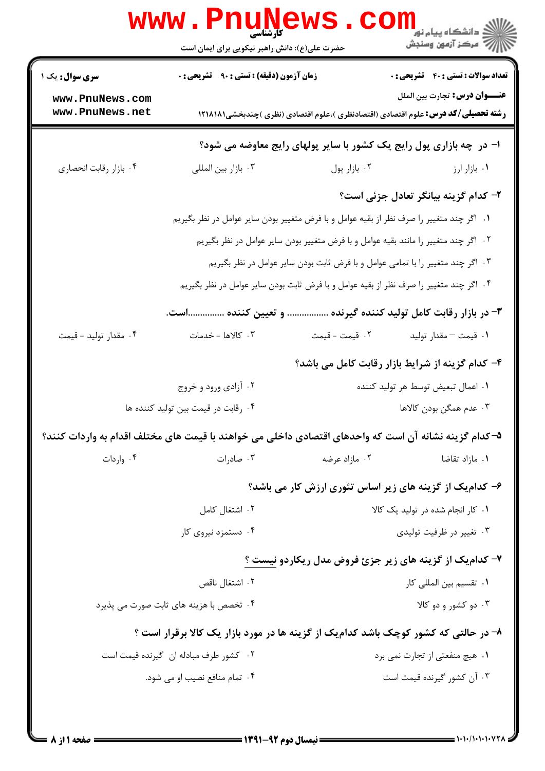**سری سوال:** یک ۱

**زمان آزمون (دقیقه) : تستی : ۹۰ تشریحی : ۰**

**تعداد سوالات : تستی : ۴۰ تشریحی : ۰**

**عنـــوان درس:** تجارت بین الملل

**رشته تحصیلی/کد درس:** علوم اقتصادی (اقتصادنظری )،علوم اقتصادی (نظری )چندبخشی۱۲۱۸۱۸۱

**۱- در چه بازاری پول رایج یک کشور با سایر پولهای رایج معاوضه می شود؟**

۱. بازار ارز
۲. بازار پول
۳. بازار بین المللی
۴. بازار رقابت انحصاری

**۲- کدام گزینه بیانگر تعادل جزئی است؟**

۱. اگر چند متغیر را صرف نظر از بقیه عوامل و با فرض متغییر بودن سایر عوامل در نظر بگیریم
۲. اگر چند متغیر را مانند بقیه عوامل و با فرض متغییر بودن سایر عوامل در نظر بگیریم
۳. اگر چند متغیر را با تمامی عوامل و با فرض ثابت بودن سایر عوامل در نظر بگیریم
۴. اگر چند متغیر را صرف نظر از بقیه عوامل و با فرض ثابت بودن سایر عوامل در نظر بگیریم

**۳- در بازار رقابت کامل تولید کننده گیرنده ................ و تعیین کننده ...............است.**

۱. قیمت – مقدار تولید
۲. قیمت - قیمت
۳. کالاها - خدمات
۴. مقدار تولید - قیمت

**۴- کدام گزینه از شرایط بازار رقابت کامل می باشد؟**

۱. اعمال تبعیض توسط هر تولید کننده
۲. آزادی ورود و خروج
۳. عدم همگن بودن کالاها
۴. رقابت در قیمت بین تولید کننده ها

**۵-کدام گزینه نشانه آن است که واحدهای اقتصادی داخلی می خواهند با قیمت های مختلف اقدام به واردات کنند؟**

۱. مازاد تقاضا
۲. مازاد عرضه
۳. صادرات
۴. واردات

**۶- کدام‌یک از گزینه های زیر اساس تئوری ارزش کار می باشد؟**

۱. کار انجام شده در تولید یک کالا
۲. اشتغال کامل
۳. تغییر در ظرفیت تولیدی
۴. دستمزد نیروی کار

**۷- کدام‌یک از گزینه های زیر جزئ فروض مدل ریکاردو نیست ؟**

۱. تقسیم بین المللی کار
۲. اشتغال ناقص
۳. دو کشور و دو کالا
۴. تخصص با هزینه های ثابت صورت می پذیرد

**۸- در حالتی که کشور کوچک باشد کدام‌یک از گزینه ها در مورد بازار یک کالا برقرار است ؟**

۱. هیچ منفعتی از تجارت نمی برد
۲. کشور طرف مبادله ان گیرنده قیمت است
۳. آن کشور گیرنده قیمت است
۴. تمام منافع نصیب او می شود.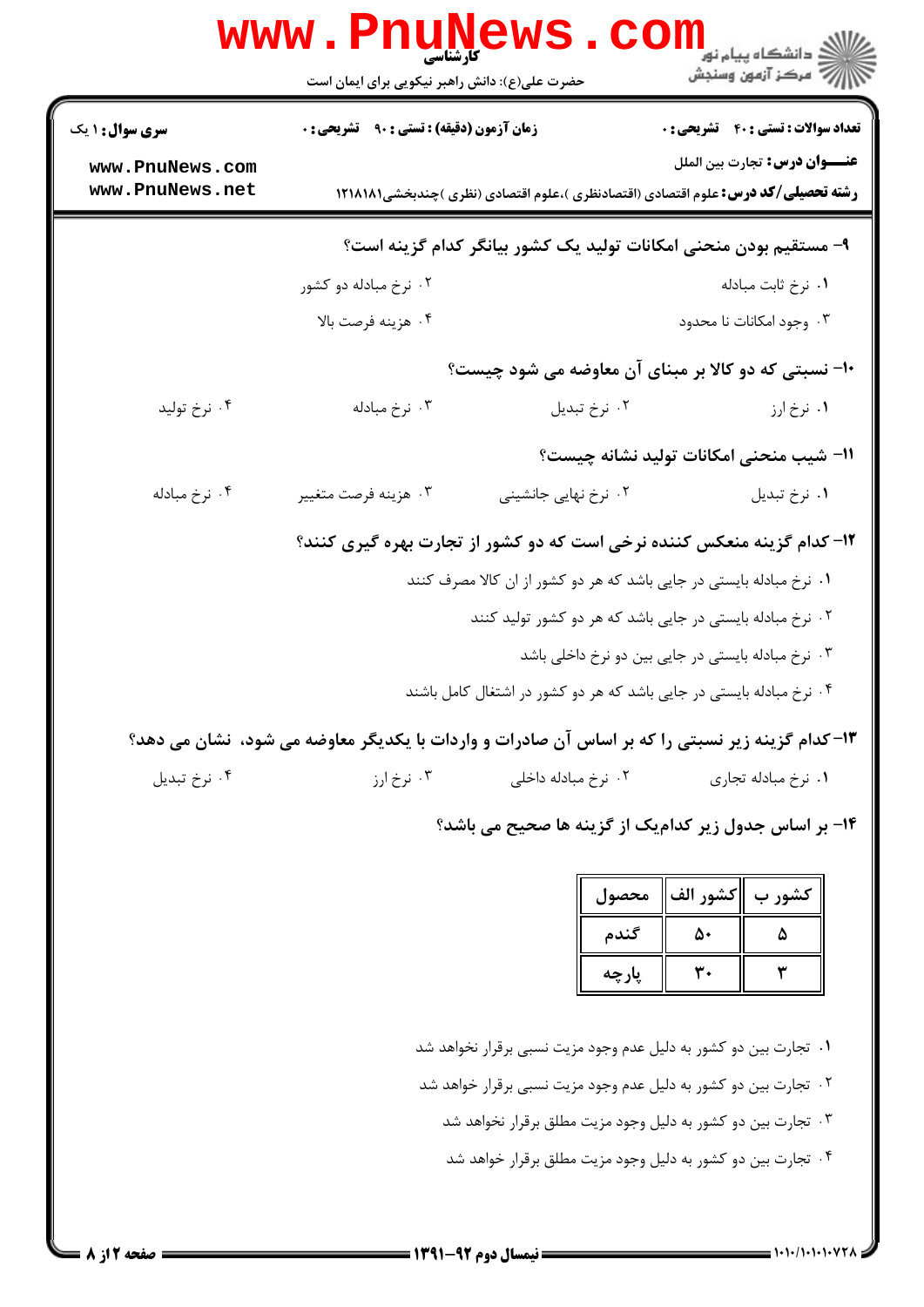۹- مستقیم بودن منحنی امکانات تولید یک کشور بیانگر کدام گزینه است؟

۱. نرخ ثابت مبادله
۲. نرخ مبادله دو کشور
۳. وجود امکانات نا محدود
۴. هزینه فرصت بالا

۱۰- نسبتی که دو کالا بر مبنای آن معاوضه می شود چیست؟

۱. نرخ ارز
۲. نرخ تبدیل
۳. نرخ مبادله
۴. نرخ تولید

۱۱- شیب منحنی امکانات تولید نشانه چیست؟

۱. نرخ تبدیل
۲. نرخ نهایی جانشینی
۳. هزینه فرصت متغییر
۴. نرخ مبادله

۱۲- کدام گزینه منعکس کننده نرخی است که دو کشور از تجارت بهره گیری کنند؟

۱. نرخ مبادله بایستی در جایی باشد که هر دو کشور از ان کالا مصرف کنند
۲. نرخ مبادله بایستی در جایی باشد که هر دو کشور تولید کنند
۳. نرخ مبادله بایستی در جایی بین دو نرخ داخلی باشد
۴. نرخ مبادله بایستی در جایی باشد که هر دو کشور در اشتغال کامل باشند

۱۳- کدام گزینه زیر نسبتی را که بر اساس آن صادرات و واردات با یکدیگر معاوضه می شود، نشان می دهد؟

۱. نرخ مبادله تجاری
۲. نرخ مبادله داخلی
۳. نرخ ارز
۴. نرخ تبدیل

۱۴- بر اساس جدول زیر کدام‌یک از گزینه ها صحیح می باشد؟

| محصول | کشور الف | کشور ب |
|---|---|---|
| گندم | ۵۰ | ۵ |
| پارچه | ۳۰ | ۳ |

۱. تجارت بین دو کشور به دلیل عدم وجود مزیت نسبی برقرار نخواهد شد
۲. تجارت بین دو کشور به دلیل عدم وجود مزیت نسبی برقرار خواهد شد
۳. تجارت بین دو کشور به دلیل وجود مزیت مطلق برقرار نخواهد شد
۴. تجارت بین دو کشور به دلیل وجود مزیت مطلق برقرار خواهد شد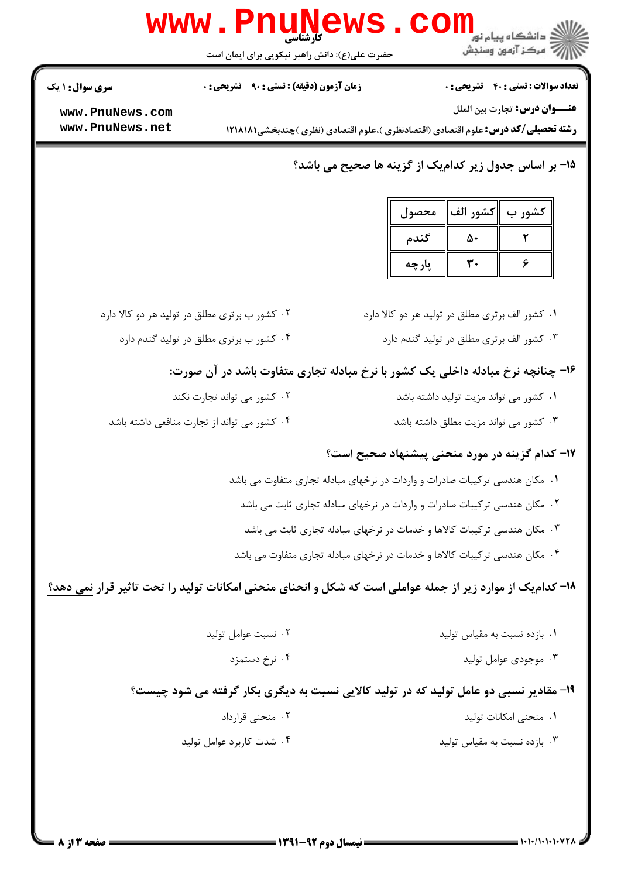۱۵- بر اساس جدول زیر کدام‌یک از گزینه ها صحیح می باشد؟

| محصول | کشور الف | کشور ب |
|---|---|---|
| گندم | ۵۰ | ۲ |
| پارچه | ۳۰ | ۶ |

۱. کشور الف برتری مطلق در تولید هر دو کالا دارد

۲. کشور ب برتری مطلق در تولید هر دو کالا دارد

۳. کشور الف برتری مطلق در تولید گندم دارد

۴. کشور ب برتری مطلق در تولید گندم دارد

۱۶- چنانچه نرخ مبادله داخلی یک کشور با نرخ مبادله تجاری متفاوت باشد در آن صورت:

۱. کشور می تواند مزیت تولید داشته باشد

۲. کشور می تواند تجارت نکند

۳. کشور می تواند مزیت مطلق داشته باشد

۴. کشور می تواند از تجارت منافعی داشته باشد

۱۷- کدام گزینه در مورد منحنی پیشنهاد صحیح است؟

۱. مکان هندسی ترکیبات صادرات و واردات در نرخهای مبادله تجاری متفاوت می باشد

۲. مکان هندسی ترکیبات صادرات و واردات در نرخهای مبادله تجاری ثابت می باشد

۳. مکان هندسی ترکیبات کالاها و خدمات در نرخهای مبادله تجاری ثابت می باشد

۴. مکان هندسی ترکیبات کالاها و خدمات در نرخهای مبادله تجاری متفاوت می باشد

۱۸- کدام‌یک از موارد زیر از جمله عواملی است که شکل و انحنای منحنی امکانات تولید را تحت تاثیر قرار نمی دهد؟

۱. بازده نسبت به مقیاس تولید

۲. نسبت عوامل تولید

۳. موجودی عوامل تولید

۴. نرخ دستمزد

۱۹- مقادیر نسبی دو عامل تولید که در تولید کالایی نسبت به دیگری بکار گرفته می شود چیست؟

۱. منحنی امکانات تولید

۲. منحنی قرارداد

۳. بازده نسبت به مقیاس تولید

۴. شدت کاربرد عوامل تولید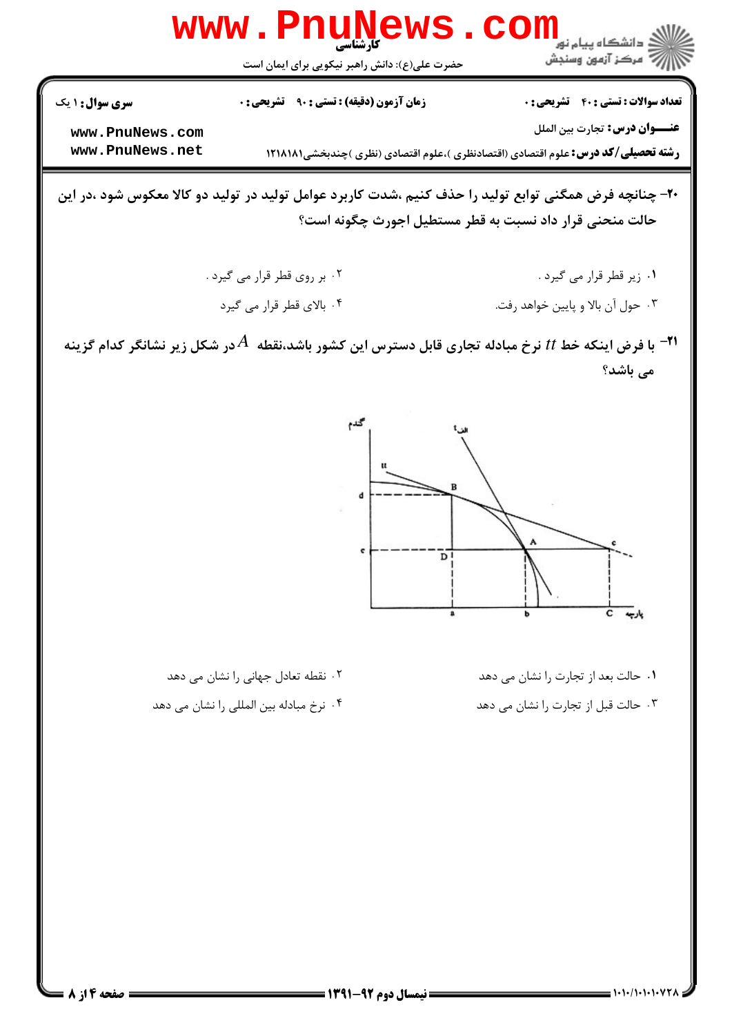**۲۰- چنانچه فرض همگنی توابع تولید را حذف کنیم ،شدت کاربرد عوامل تولید در تولید دو کالا معکوس شود ،در این حالت منحنی قرار داد نسبت به قطر مستطیل اجورث چگونه است؟**

۱. زیر قطر قرار می گیرد.

۲. بر روی قطر قرار می گیرد.

۳. حول آن بالا و پایین خواهد رفت.

۴. بالای قطر قرار می گیرد

**۲۱- با فرض اینکه خط $tt$ نرخ مبادله تجاری قابل دسترس این کشور باشد،نقطه $A$ در شکل زیر نشانگر کدام گزینه می باشد؟**

گندم
الف
tt
B
A
D
c
d
e
a
b
C
پارچه

۱. حالت بعد از تجارت را نشان می دهد

۲. نقطه تعادل جهانی را نشان می دهد

۳. حالت قبل از تجارت را نشان می دهد

۴. نرخ مبادله بین المللی را نشان می دهد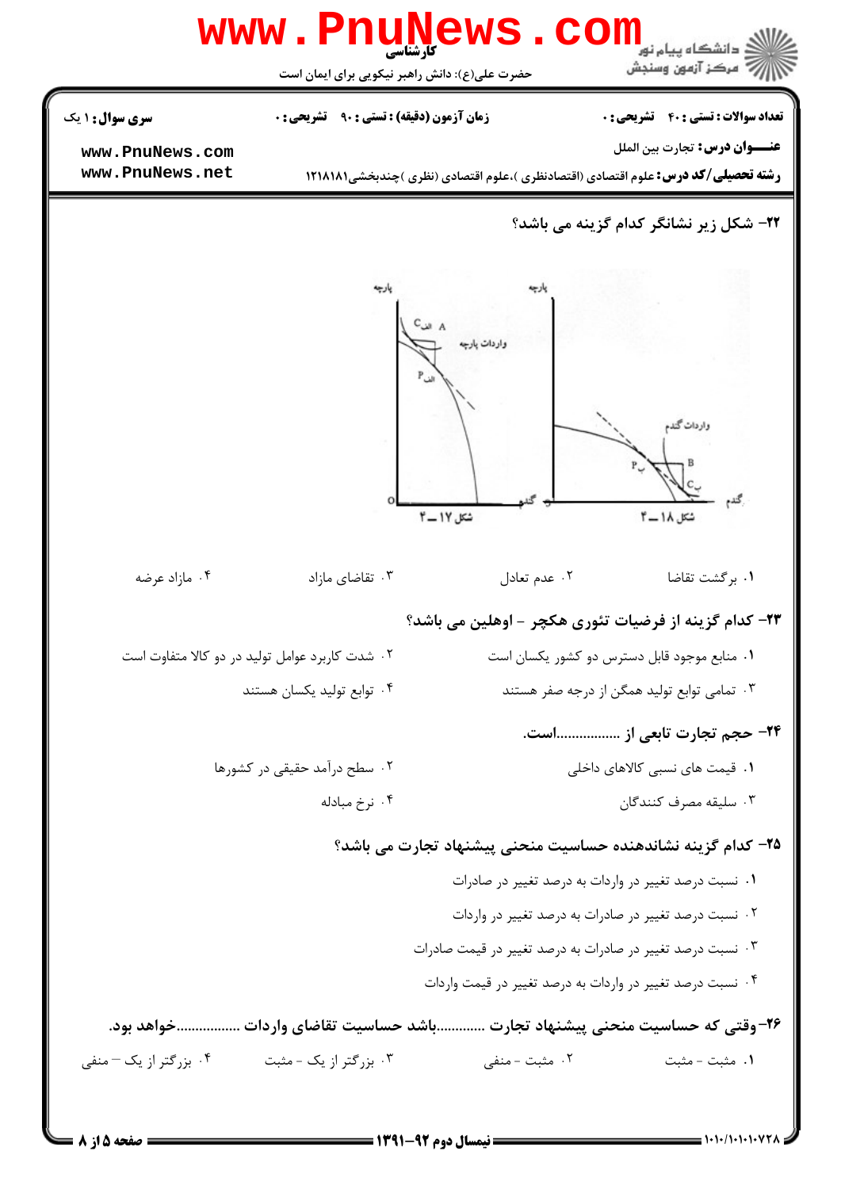**تعداد سوالات : تستی : ۴۰ تشریحی : ۰** | **زمان آزمون (دقیقه) : تستی : ۹۰ تشریحی : ۰** | **سری سوال : ۱ یک**

**عنـــوان درس:** تجارت بین الملل

**رشته تحصیلی/کد درس:** علوم اقتصادی (اقتصادنظری )،علوم اقتصادی (نظری )چندبخشی۱۲۱۸۱۸۱

**۲۲- شکل زیر نشانگر کدام گزینه می باشد؟**

پارچه

$C_{الف}$ A

واردات پارچه

$P_{الف}$

O

گندم

شکل ۱۷ـ۴

پارچه

واردات گندم

B

$P_{ب}$

$C_{ب}$

گندم

شکل ۱۸ـ۴

۱. برگشت تقاضا
۲. عدم تعادل
۳. تقاضای مازاد
۴. مازاد عرضه

**۲۳- کدام گزینه از فرضیات تئوری هکچر - اوهلین می باشد؟**

۱. منابع موجود قابل دسترس دو کشور یکسان است
۲. شدت کاربرد عوامل تولید در دو کالا متفاوت است
۳. تمامی توابع تولید همگن از درجه صفر هستند
۴. توابع تولید یکسان هستند

**۲۴- حجم تجارت تابعی از ................است.**

۱. قیمت های نسبی کالاهای داخلی
۲. سطح درآمد حقیقی در کشورها
۳. سلیقه مصرف کنندگان
۴. نرخ مبادله

**۲۵- کدام گزینه نشاندهنده حساسیت منحنی پیشنهاد تجارت می باشد؟**

۱. نسبت درصد تغییر در واردات به درصد تغییر در صادرات
۲. نسبت درصد تغییر در صادرات به درصد تغییر در واردات
۳. نسبت درصد تغییر در صادرات به درصد تغییر در قیمت صادرات
۴. نسبت درصد تغییر در واردات به درصد تغییر در قیمت واردات

**۲۶-وقتی که حساسیت منحنی پیشنهاد تجارت ............باشد حساسیت تقاضای واردات ................خواهد بود.**

۱. مثبت - مثبت
۲. مثبت - منفی
۳. بزرگتر از یک - مثبت
۴. بزرگتر از یک – منفی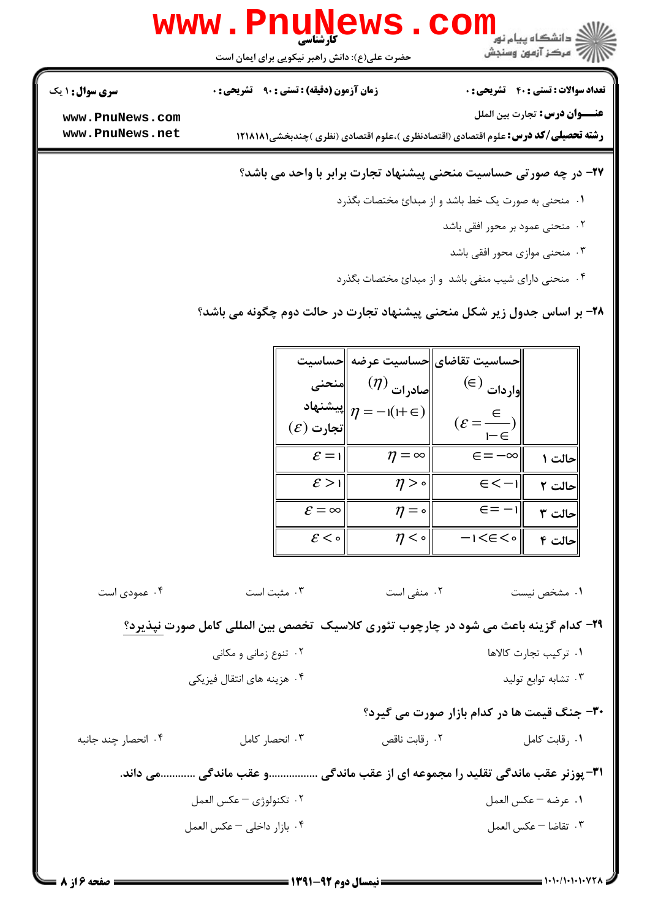**سری سوال:** ۱ یک

**زمان آزمون (دقیقه) : تستی :** ۹۰ **تشریحی :** ۰

**تعداد سوالات : تستی :** ۴۰ **تشریحی :** ۰

**عنـــوان درس :** تجارت بین الملل

**رشته تحصیلی/کد درس :** علوم اقتصادی (اقتصادنظری )،علوم اقتصادی (نظری )چندبخشی۱۲۱۸۱۸۱

۲۷- در چه صورتی حساسیت منحنی پیشنهاد تجارت برابر با واحد می باشد؟

۱. منحنی به صورت یک خط باشد و از مبدائ مختصات بگذرد

۲. منحنی عمود بر محور افقی باشد

۳. منحنی موازی محور افقی باشد

۴. منحنی دارای شیب منفی باشد و از مبدائ مختصات بگذرد

۲۸- بر اساس جدول زیر شکل منحنی پیشنهاد تجارت در حالت دوم چگونه می باشد؟

| | حساسیت تقاضای واردات $(\in)$ $(\varepsilon = \frac{\in}{1-\in})$ | حساسیت عرضه صادرات $(\eta)$ $\eta = -1(1+\in)$ | حساسیت منحنی پیشنهاد تجارت $(\varepsilon)$ |
|---|---|---|---|
| حالت ۱ | $\in = -\infty$ | $\eta = \infty$ | $\varepsilon = 1$ |
| حالت ۲ | $\in < -1$ | $\eta > 0$ | $\varepsilon > 1$ |
| حالت ۳ | $\in = -1$ | $\eta = 0$ | $\varepsilon = \infty$ |
| حالت ۴ | $-1 < \in < 0$ | $\eta < 0$ | $\varepsilon < 0$ |

۱. مشخص نیست

۲. منفی است

۳. مثبت است

۴. عمودی است

۲۹- کدام گزینه باعث می شود در چارچوب تئوری کلاسیک تخصص بین المللی کامل صورت نپذیرد؟

۱. ترکیب تجارت کالاها

۲. تنوع زمانی و مکانی

۳. تشابه توابع تولید

۴. هزینه های انتقال فیزیکی

۳۰- جنگ قیمت ها در کدام بازار صورت می گیرد؟

۱. رقابت کامل

۲. رقابت ناقص

۳. انحصار کامل

۴. انحصار چند جانبه

۳۱- پوزنر عقب ماندگی تقلید را مجموعه ای از عقب ماندگی .................و عقب ماندگی ............می داند.

۱. عرضه – عکس العمل

۲. تکنولوژی – عکس العمل

۳. تقاضا – عکس العمل

۴. بازار داخلی – عکس العمل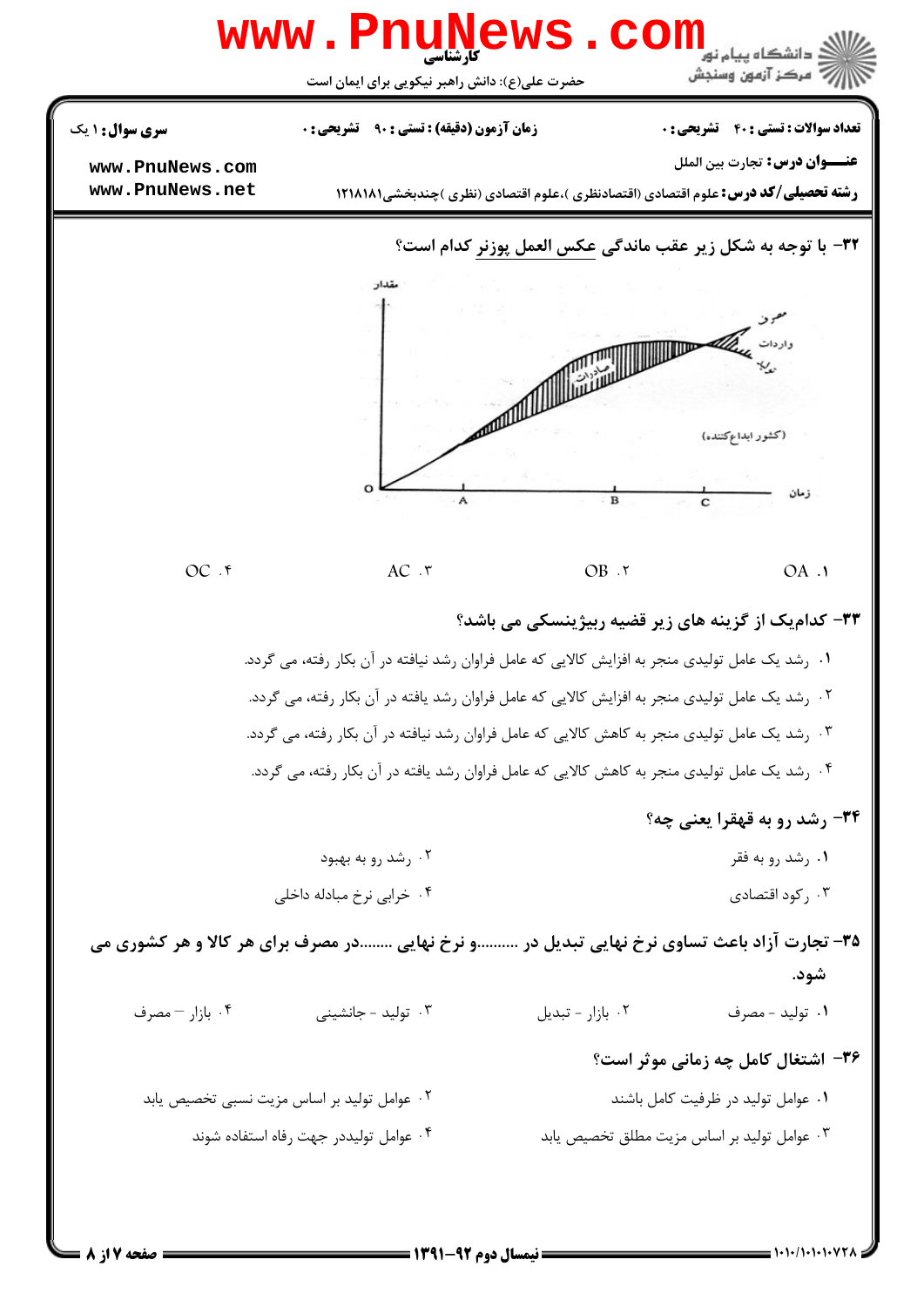**۳۲- با توجه به شکل زیر عقب ماندگی عکس العمل پوزنر کدام است؟**

مقدار

مصرف

واردات

تولید

صادرات

(کشور ابداع‌کننده)

O

A

B

C

زمان

۱. OA

۲. OB

۳. AC

۴. OC

**۳۳- کدام‌یک از گزینه های زیر قضیه ریبژینسکی می باشد؟**

۱. رشد یک عامل تولیدی منجر به افزایش کالایی که عامل فراوان رشد نیافته در آن بکار رفته، می گردد.

۲. رشد یک عامل تولیدی منجر به افزایش کالایی که عامل فراوان رشد یافته در آن بکار رفته، می گردد.

۳. رشد یک عامل تولیدی منجر به کاهش کالایی که عامل فراوان رشد نیافته در آن بکار رفته، می گردد.

۴. رشد یک عامل تولیدی منجر به کاهش کالایی که عامل فراوان رشد یافته در آن بکار رفته، می گردد.

**۳۴- رشد رو به قهقرا یعنی چه؟**

۱. رشد رو به فقر

۲. رشد رو به بهبود

۳. رکود اقتصادی

۴. خرابی نرخ مبادله داخلی

**۳۵- تجارت آزاد باعث تساوی نرخ نهایی تبدیل در .........و نرخ نهایی ........در مصرف برای هر کالا و هر کشوری می شود.**

۱. تولید - مصرف

۲. بازار - تبدیل

۳. تولید - جانشینی

۴. بازار – مصرف

**۳۶- اشتغال کامل چه زمانی موثر است؟**

۱. عوامل تولید در ظرفیت کامل باشند

۲. عوامل تولید بر اساس مزیت نسبی تخصیص یابد

۳. عوامل تولید بر اساس مزیت مطلق تخصیص یابد

۴. عوامل تولیددر جهت رفاه استفاده شوند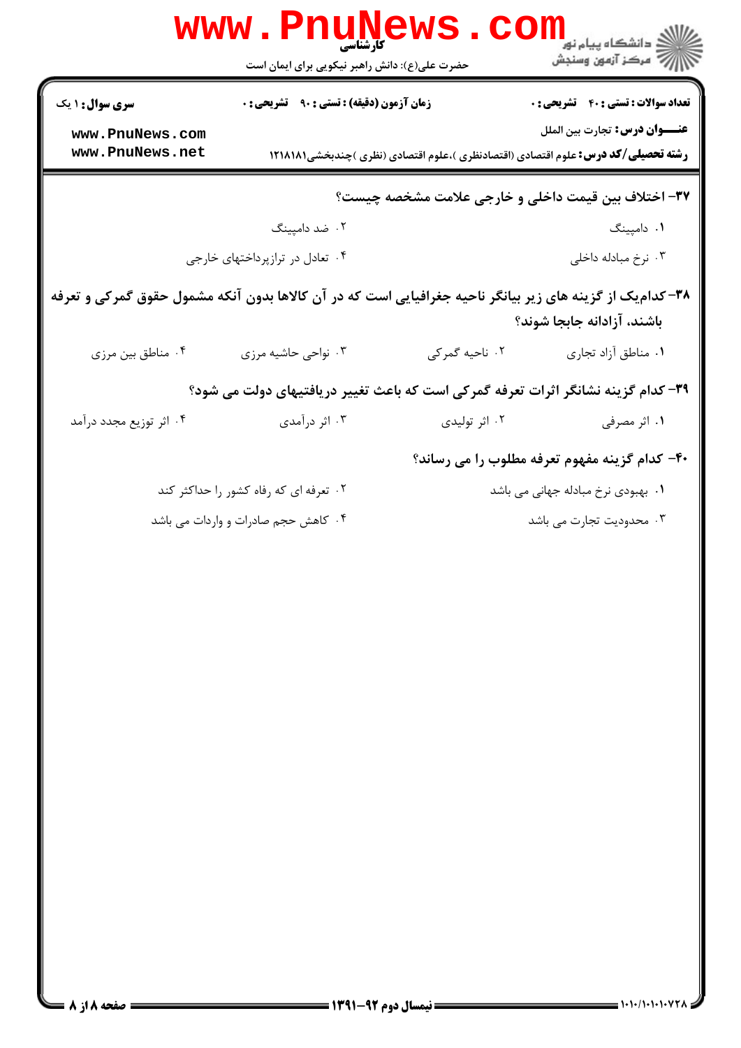۳۷- اختلاف بین قیمت داخلی و خارجی علامت مشخصه چیست؟

۱. دامپینگ

۲. ضد دامپینگ

۳. نرخ مبادله داخلی

۴. تعادل در ترازپرداختهای خارجی

۳۸- کدام‌یک از گزینه های زیر بیانگر ناحیه جغرافیایی است که در آن کالاها بدون آنکه مشمول حقوق گمرکی و تعرفه باشند، آزادانه جابجا شوند؟

۱. مناطق آزاد تجاری

۲. ناحیه گمرکی

۳. نواحی حاشیه مرزی

۴. مناطق بین مرزی

۳۹- کدام گزینه نشانگر اثرات تعرفه گمرکی است که باعث تغییر دریافتیهای دولت می شود؟

۱. اثر مصرفی

۲. اثر تولیدی

۳. اثر درآمدی

۴. اثر توزیع مجدد درآمد

۴۰- کدام گزینه مفهوم تعرفه مطلوب را می رساند؟

۱. بهبودی نرخ مبادله جهانی می باشد

۲. تعرفه ای که رفاه کشور را حداکثر کند

۳. محدودیت تجارت می باشد

۴. کاهش حجم صادرات و واردات می باشد